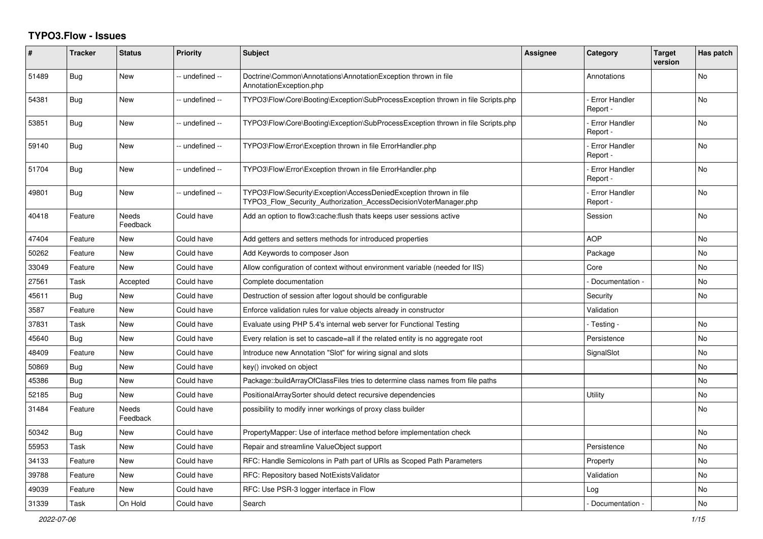# TYPO3.Flow - Issues

| # | Tracker | Status | Priority | Subject | Assignee | Category | Target version | Has patch |
|---|---|---|---|---|---|---|---|---|
| 51489 | Bug | New | -- undefined -- | Doctrine\Common\Annotations\AnnotationException thrown in file AnnotationException.php | | Annotations | | No |
| 54381 | Bug | New | -- undefined -- | TYPO3\Flow\Core\Booting\Exception\SubProcessException thrown in file Scripts.php | | - Error Handler Report - | | No |
| 53851 | Bug | New | -- undefined -- | TYPO3\Flow\Core\Booting\Exception\SubProcessException thrown in file Scripts.php | | - Error Handler Report - | | No |
| 59140 | Bug | New | -- undefined -- | TYPO3\Flow\Error\Exception thrown in file ErrorHandler.php | | - Error Handler Report - | | No |
| 51704 | Bug | New | -- undefined -- | TYPO3\Flow\Error\Exception thrown in file ErrorHandler.php | | - Error Handler Report - | | No |
| 49801 | Bug | New | -- undefined -- | TYPO3\Flow\Security\Exception\AccessDeniedException thrown in file TYPO3_Flow_Security_Authorization_AccessDecisionVoterManager.php | | - Error Handler Report - | | No |
| 40418 | Feature | Needs Feedback | Could have | Add an option to flow3:cache:flush thats keeps user sessions active | | Session | | No |
| 47404 | Feature | New | Could have | Add getters and setters methods for introduced properties | | AOP | | No |
| 50262 | Feature | New | Could have | Add Keywords to composer Json | | Package | | No |
| 33049 | Feature | New | Could have | Allow configuration of context without environment variable (needed for IIS) | | Core | | No |
| 27561 | Task | Accepted | Could have | Complete documentation | | - Documentation - | | No |
| 45611 | Bug | New | Could have | Destruction of session after logout should be configurable | | Security | | No |
| 3587 | Feature | New | Could have | Enforce validation rules for value objects already in constructor | | Validation | | |
| 37831 | Task | New | Could have | Evaluate using PHP 5.4's internal web server for Functional Testing | | - Testing - | | No |
| 45640 | Bug | New | Could have | Every relation is set to cascade=all if the related entity is no aggregate root | | Persistence | | No |
| 48409 | Feature | New | Could have | Introduce new Annotation "Slot" for wiring signal and slots | | SignalSlot | | No |
| 50869 | Bug | New | Could have | key() invoked on object | | | | No |
| 45386 | Bug | New | Could have | Package::buildArrayOfClassFiles tries to determine class names from file paths | | | | No |
| 52185 | Bug | New | Could have | PositionalArraySorter should detect recursive dependencies | | Utility | | No |
| 31484 | Feature | Needs Feedback | Could have | possibility to modify inner workings of proxy class builder | | | | No |
| 50342 | Bug | New | Could have | PropertyMapper: Use of interface method before implementation check | | | | No |
| 55953 | Task | New | Could have | Repair and streamline ValueObject support | | Persistence | | No |
| 34133 | Feature | New | Could have | RFC: Handle Semicolons in Path part of URIs as Scoped Path Parameters | | Property | | No |
| 39788 | Feature | New | Could have | RFC: Repository based NotExistsValidator | | Validation | | No |
| 49039 | Feature | New | Could have | RFC: Use PSR-3 logger interface in Flow | | Log | | No |
| 31339 | Task | On Hold | Could have | Search | | - Documentation - | | No |

*2022-07-06*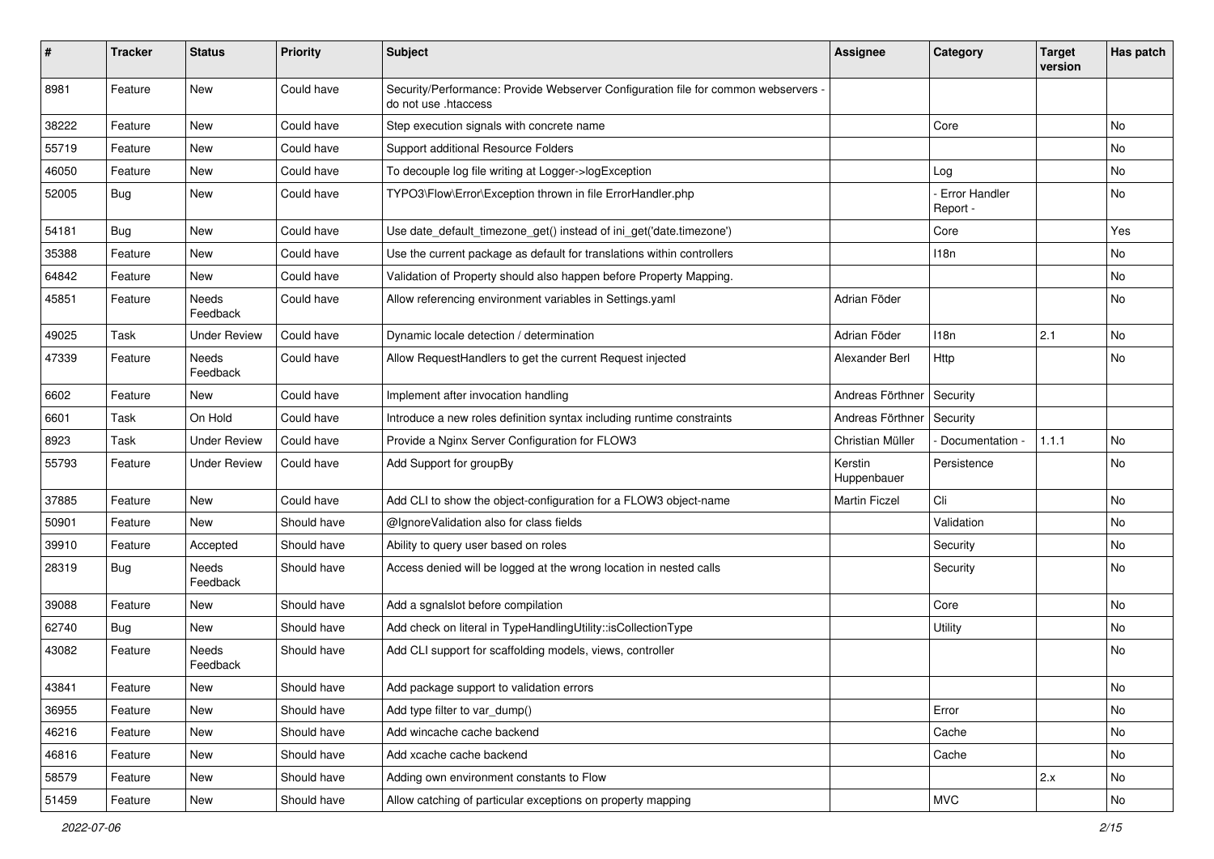| # | Tracker | Status | Priority | Subject | Assignee | Category | Target version | Has patch |
|---|---|---|---|---|---|---|---|---|
| 8981 | Feature | New | Could have | Security/Performance: Provide Webserver Configuration file for common webservers - do not use .htaccess | | | | |
| 38222 | Feature | New | Could have | Step execution signals with concrete name | | Core | | No |
| 55719 | Feature | New | Could have | Support additional Resource Folders | | | | No |
| 46050 | Feature | New | Could have | To decouple log file writing at Logger->logException | | Log | | No |
| 52005 | Bug | New | Could have | TYPO3\Flow\Error\Exception thrown in file ErrorHandler.php | | - Error Handler Report - | | No |
| 54181 | Bug | New | Could have | Use date_default_timezone_get() instead of ini_get('date.timezone') | | Core | | Yes |
| 35388 | Feature | New | Could have | Use the current package as default for translations within controllers | | I18n | | No |
| 64842 | Feature | New | Could have | Validation of Property should also happen before Property Mapping. | | | | No |
| 45851 | Feature | Needs Feedback | Could have | Allow referencing environment variables in Settings.yaml | Adrian Föder | | | No |
| 49025 | Task | Under Review | Could have | Dynamic locale detection / determination | Adrian Föder | I18n | 2.1 | No |
| 47339 | Feature | Needs Feedback | Could have | Allow RequestHandlers to get the current Request injected | Alexander Berl | Http | | No |
| 6602 | Feature | New | Could have | Implement after invocation handling | Andreas Förthner | Security | | |
| 6601 | Task | On Hold | Could have | Introduce a new roles definition syntax including runtime constraints | Andreas Förthner | Security | | |
| 8923 | Task | Under Review | Could have | Provide a Nginx Server Configuration for FLOW3 | Christian Müller | - Documentation - | 1.1.1 | No |
| 55793 | Feature | Under Review | Could have | Add Support for groupBy | Kerstin Huppenbauer | Persistence | | No |
| 37885 | Feature | New | Could have | Add CLI to show the object-configuration for a FLOW3 object-name | Martin Ficzel | Cli | | No |
| 50901 | Feature | New | Should have | @IgnoreValidation also for class fields | | Validation | | No |
| 39910 | Feature | Accepted | Should have | Ability to query user based on roles | | Security | | No |
| 28319 | Bug | Needs Feedback | Should have | Access denied will be logged at the wrong location in nested calls | | Security | | No |
| 39088 | Feature | New | Should have | Add a sgnalslot before compilation | | Core | | No |
| 62740 | Bug | New | Should have | Add check on literal in TypeHandlingUtility::isCollectionType | | Utility | | No |
| 43082 | Feature | Needs Feedback | Should have | Add CLI support for scaffolding models, views, controller | | | | No |
| 43841 | Feature | New | Should have | Add package support to validation errors | | | | No |
| 36955 | Feature | New | Should have | Add type filter to var_dump() | | Error | | No |
| 46216 | Feature | New | Should have | Add wincache cache backend | | Cache | | No |
| 46816 | Feature | New | Should have | Add xcache cache backend | | Cache | | No |
| 58579 | Feature | New | Should have | Adding own environment constants to Flow | | | 2.x | No |
| 51459 | Feature | New | Should have | Allow catching of particular exceptions on property mapping | | MVC | | No |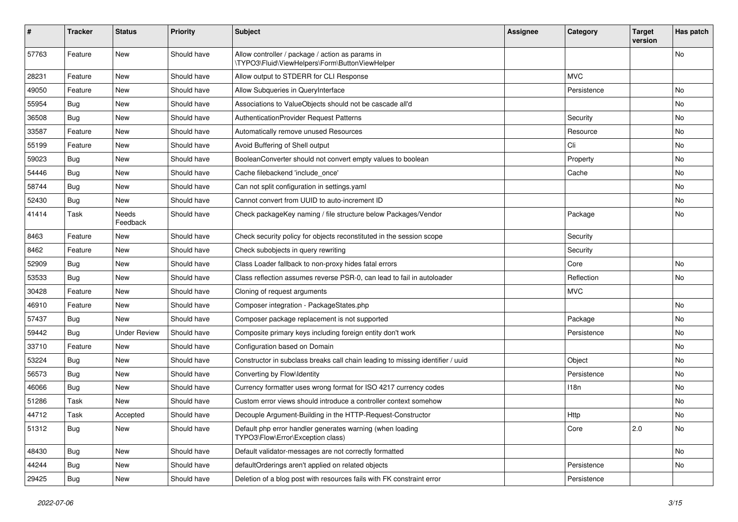| # | Tracker | Status | Priority | Subject | Assignee | Category | Target version | Has patch |
| --- | --- | --- | --- | --- | --- | --- | --- | --- |
| 57763 | Feature | New | Should have | Allow controller / package / action as params in \TYPO3\Fluid\ViewHelpers\Form\ButtonViewHelper | | | | No |
| 28231 | Feature | New | Should have | Allow output to STDERR for CLI Response | | MVC | | |
| 49050 | Feature | New | Should have | Allow Subqueries in QueryInterface | | Persistence | | No |
| 55954 | Bug | New | Should have | Associations to ValueObjects should not be cascade all'd | | | | No |
| 36508 | Bug | New | Should have | AuthenticationProvider Request Patterns | | Security | | No |
| 33587 | Feature | New | Should have | Automatically remove unused Resources | | Resource | | No |
| 55199 | Feature | New | Should have | Avoid Buffering of Shell output | | Cli | | No |
| 59023 | Bug | New | Should have | BooleanConverter should not convert empty values to boolean | | Property | | No |
| 54446 | Bug | New | Should have | Cache filebackend 'include_once' | | Cache | | No |
| 58744 | Bug | New | Should have | Can not split configuration in settings.yaml | | | | No |
| 52430 | Bug | New | Should have | Cannot convert from UUID to auto-increment ID | | | | No |
| 41414 | Task | Needs Feedback | Should have | Check packageKey naming / file structure below Packages/Vendor | | Package | | No |
| 8463 | Feature | New | Should have | Check security policy for objects reconstituted in the session scope | | Security | | |
| 8462 | Feature | New | Should have | Check subobjects in query rewriting | | Security | | |
| 52909 | Bug | New | Should have | Class Loader fallback to non-proxy hides fatal errors | | Core | | No |
| 53533 | Bug | New | Should have | Class reflection assumes reverse PSR-0, can lead to fail in autoloader | | Reflection | | No |
| 30428 | Feature | New | Should have | Cloning of request arguments | | MVC | | |
| 46910 | Feature | New | Should have | Composer integration - PackageStates.php | | | | No |
| 57437 | Bug | New | Should have | Composer package replacement is not supported | | Package | | No |
| 59442 | Bug | Under Review | Should have | Composite primary keys including foreign entity don't work | | Persistence | | No |
| 33710 | Feature | New | Should have | Configuration based on Domain | | | | No |
| 53224 | Bug | New | Should have | Constructor in subclass breaks call chain leading to missing identifier / uuid | | Object | | No |
| 56573 | Bug | New | Should have | Converting by Flow\Identity | | Persistence | | No |
| 46066 | Bug | New | Should have | Currency formatter uses wrong format for ISO 4217 currency codes | | I18n | | No |
| 51286 | Task | New | Should have | Custom error views should introduce a controller context somehow | | | | No |
| 44712 | Task | Accepted | Should have | Decouple Argument-Building in the HTTP-Request-Constructor | | Http | | No |
| 51312 | Bug | New | Should have | Default php error handler generates warning (when loading TYPO3\Flow\Error\Exception class) | | Core | 2.0 | No |
| 48430 | Bug | New | Should have | Default validator-messages are not correctly formatted | | | | No |
| 44244 | Bug | New | Should have | defaultOrderings aren't applied on related objects | | Persistence | | No |
| 29425 | Bug | New | Should have | Deletion of a blog post with resources fails with FK constraint error | | Persistence | | |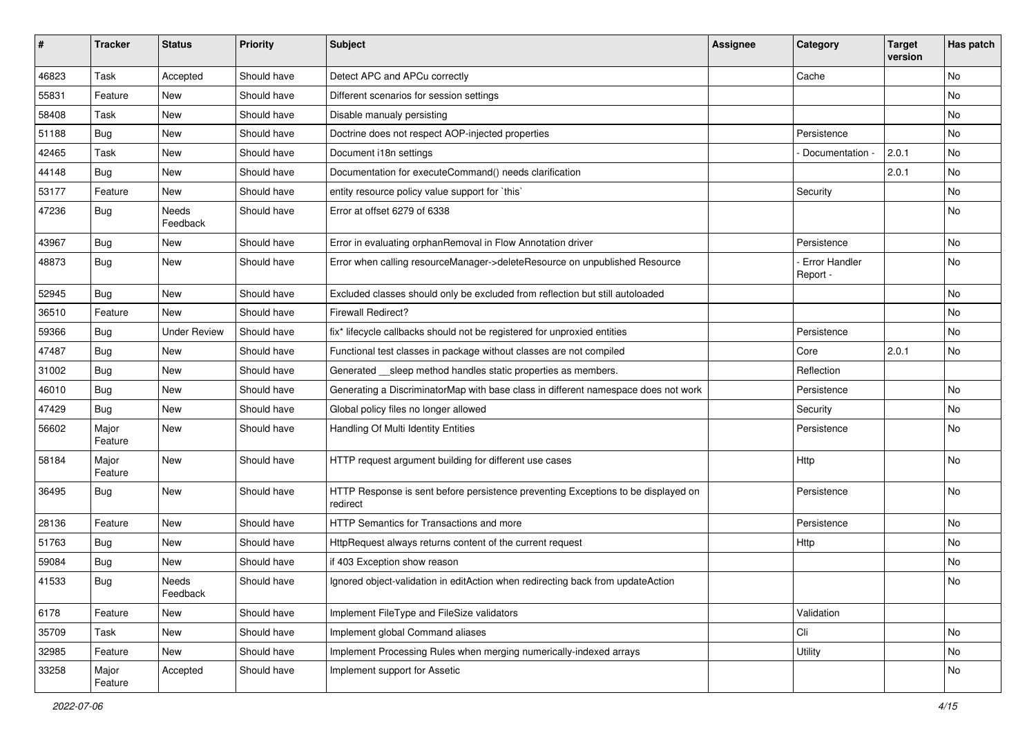| # | Tracker | Status | Priority | Subject | Assignee | Category | Target version | Has patch |
|---|---|---|---|---|---|---|---|---|
| 46823 | Task | Accepted | Should have | Detect APC and APCu correctly | | Cache | | No |
| 55831 | Feature | New | Should have | Different scenarios for session settings | | | | No |
| 58408 | Task | New | Should have | Disable manualy persisting | | | | No |
| 51188 | Bug | New | Should have | Doctrine does not respect AOP-injected properties | | Persistence | | No |
| 42465 | Task | New | Should have | Document i18n settings | | - Documentation - | 2.0.1 | No |
| 44148 | Bug | New | Should have | Documentation for executeCommand() needs clarification | | | 2.0.1 | No |
| 53177 | Feature | New | Should have | entity resource policy value support for `this` | | Security | | No |
| 47236 | Bug | Needs Feedback | Should have | Error at offset 6279 of 6338 | | | | No |
| 43967 | Bug | New | Should have | Error in evaluating orphanRemoval in Flow Annotation driver | | Persistence | | No |
| 48873 | Bug | New | Should have | Error when calling resourceManager->deleteResource on unpublished Resource | | - Error Handler Report - | | No |
| 52945 | Bug | New | Should have | Excluded classes should only be excluded from reflection but still autoloaded | | | | No |
| 36510 | Feature | New | Should have | Firewall Redirect? | | | | No |
| 59366 | Bug | Under Review | Should have | fix* lifecycle callbacks should not be registered for unproxied entities | | Persistence | | No |
| 47487 | Bug | New | Should have | Functional test classes in package without classes are not compiled | | Core | 2.0.1 | No |
| 31002 | Bug | New | Should have | Generated __sleep method handles static properties as members. | | Reflection | | |
| 46010 | Bug | New | Should have | Generating a DiscriminatorMap with base class in different namespace does not work | | Persistence | | No |
| 47429 | Bug | New | Should have | Global policy files no longer allowed | | Security | | No |
| 56602 | Major Feature | New | Should have | Handling Of Multi Identity Entities | | Persistence | | No |
| 58184 | Major Feature | New | Should have | HTTP request argument building for different use cases | | Http | | No |
| 36495 | Bug | New | Should have | HTTP Response is sent before persistence preventing Exceptions to be displayed on redirect | | Persistence | | No |
| 28136 | Feature | New | Should have | HTTP Semantics for Transactions and more | | Persistence | | No |
| 51763 | Bug | New | Should have | HttpRequest always returns content of the current request | | Http | | No |
| 59084 | Bug | New | Should have | if 403 Exception show reason | | | | No |
| 41533 | Bug | Needs Feedback | Should have | Ignored object-validation in editAction when redirecting back from updateAction | | | | No |
| 6178 | Feature | New | Should have | Implement FileType and FileSize validators | | Validation | | |
| 35709 | Task | New | Should have | Implement global Command aliases | | Cli | | No |
| 32985 | Feature | New | Should have | Implement Processing Rules when merging numerically-indexed arrays | | Utility | | No |
| 33258 | Major Feature | Accepted | Should have | Implement support for Assetic | | | | No |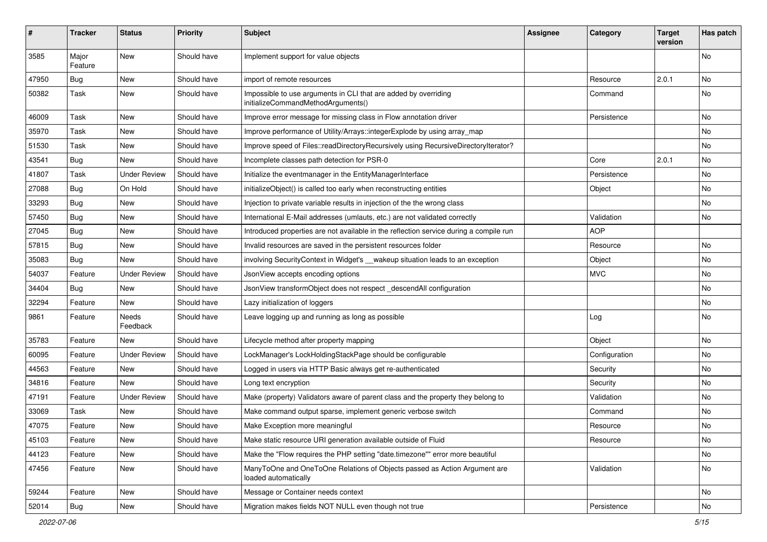| # | Tracker | Status | Priority | Subject | Assignee | Category | Target version | Has patch |
|---|---|---|---|---|---|---|---|---|
| 3585 | Major Feature | New | Should have | Implement support for value objects | | | | No |
| 47950 | Bug | New | Should have | import of remote resources | | Resource | 2.0.1 | No |
| 50382 | Task | New | Should have | Impossible to use arguments in CLI that are added by overriding initializeCommandMethodArguments() | | Command | | No |
| 46009 | Task | New | Should have | Improve error message for missing class in Flow annotation driver | | Persistence | | No |
| 35970 | Task | New | Should have | Improve performance of Utility/Arrays::integerExplode by using array_map | | | | No |
| 51530 | Task | New | Should have | Improve speed of Files::readDirectoryRecursively using RecursiveDirectoryIterator? | | | | No |
| 43541 | Bug | New | Should have | Incomplete classes path detection for PSR-0 | | Core | 2.0.1 | No |
| 41807 | Task | Under Review | Should have | Initialize the eventmanager in the EntityManagerInterface | | Persistence | | No |
| 27088 | Bug | On Hold | Should have | initializeObject() is called too early when reconstructing entities | | Object | | No |
| 33293 | Bug | New | Should have | Injection to private variable results in injection of the the wrong class | | | | No |
| 57450 | Bug | New | Should have | International E-Mail addresses (umlauts, etc.) are not validated correctly | | Validation | | No |
| 27045 | Bug | New | Should have | Introduced properties are not available in the reflection service during a compile run | | AOP | | |
| 57815 | Bug | New | Should have | Invalid resources are saved in the persistent resources folder | | Resource | | No |
| 35083 | Bug | New | Should have | involving SecurityContext in Widget's __wakeup situation leads to an exception | | Object | | No |
| 54037 | Feature | Under Review | Should have | JsonView accepts encoding options | | MVC | | No |
| 34404 | Bug | New | Should have | JsonView transformObject does not respect _descendAll configuration | | | | No |
| 32294 | Feature | New | Should have | Lazy initialization of loggers | | | | No |
| 9861 | Feature | Needs Feedback | Should have | Leave logging up and running as long as possible | | Log | | No |
| 35783 | Feature | New | Should have | Lifecycle method after property mapping | | Object | | No |
| 60095 | Feature | Under Review | Should have | LockManager's LockHoldingStackPage should be configurable | | Configuration | | No |
| 44563 | Feature | New | Should have | Logged in users via HTTP Basic always get re-authenticated | | Security | | No |
| 34816 | Feature | New | Should have | Long text encryption | | Security | | No |
| 47191 | Feature | Under Review | Should have | Make (property) Validators aware of parent class and the property they belong to | | Validation | | No |
| 33069 | Task | New | Should have | Make command output sparse, implement generic verbose switch | | Command | | No |
| 47075 | Feature | New | Should have | Make Exception more meaningful | | Resource | | No |
| 45103 | Feature | New | Should have | Make static resource URI generation available outside of Fluid | | Resource | | No |
| 44123 | Feature | New | Should have | Make the "Flow requires the PHP setting "date.timezone"" error more beautiful | | | | No |
| 47456 | Feature | New | Should have | ManyToOne and OneToOne Relations of Objects passed as Action Argument are loaded automatically | | Validation | | No |
| 59244 | Feature | New | Should have | Message or Container needs context | | | | No |
| 52014 | Bug | New | Should have | Migration makes fields NOT NULL even though not true | | Persistence | | No |

2022-07-06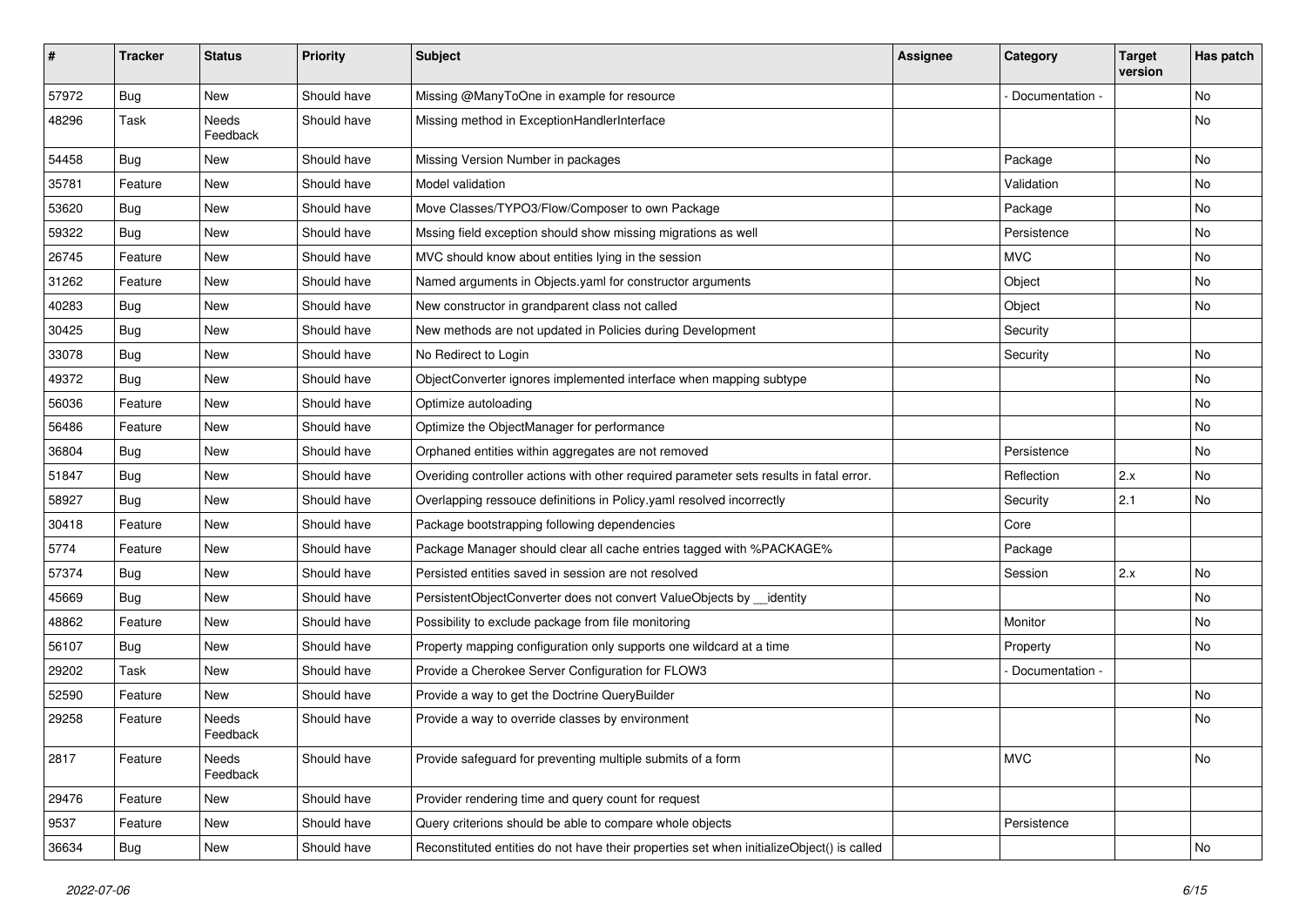| # | Tracker | Status | Priority | Subject | Assignee | Category | Target version | Has patch |
|---|---|---|---|---|---|---|---|---|
| 57972 | Bug | New | Should have | Missing @ManyToOne in example for resource | | - Documentation - | | No |
| 48296 | Task | Needs Feedback | Should have | Missing method in ExceptionHandlerInterface | | | | No |
| 54458 | Bug | New | Should have | Missing Version Number in packages | | Package | | No |
| 35781 | Feature | New | Should have | Model validation | | Validation | | No |
| 53620 | Bug | New | Should have | Move Classes/TYPO3/Flow/Composer to own Package | | Package | | No |
| 59322 | Bug | New | Should have | Mssing field exception should show missing migrations as well | | Persistence | | No |
| 26745 | Feature | New | Should have | MVC should know about entities lying in the session | | MVC | | No |
| 31262 | Feature | New | Should have | Named arguments in Objects.yaml for constructor arguments | | Object | | No |
| 40283 | Bug | New | Should have | New constructor in grandparent class not called | | Object | | No |
| 30425 | Bug | New | Should have | New methods are not updated in Policies during Development | | Security | | |
| 33078 | Bug | New | Should have | No Redirect to Login | | Security | | No |
| 49372 | Bug | New | Should have | ObjectConverter ignores implemented interface when mapping subtype | | | | No |
| 56036 | Feature | New | Should have | Optimize autoloading | | | | No |
| 56486 | Feature | New | Should have | Optimize the ObjectManager for performance | | | | No |
| 36804 | Bug | New | Should have | Orphaned entities within aggregates are not removed | | Persistence | | No |
| 51847 | Bug | New | Should have | Overiding controller actions with other required parameter sets results in fatal error. | | Reflection | 2.x | No |
| 58927 | Bug | New | Should have | Overlapping ressouce definitions in Policy.yaml resolved incorrectly | | Security | 2.1 | No |
| 30418 | Feature | New | Should have | Package bootstrapping following dependencies | | Core | | |
| 5774 | Feature | New | Should have | Package Manager should clear all cache entries tagged with %PACKAGE% | | Package | | |
| 57374 | Bug | New | Should have | Persisted entities saved in session are not resolved | | Session | 2.x | No |
| 45669 | Bug | New | Should have | PersistentObjectConverter does not convert ValueObjects by __identity | | | | No |
| 48862 | Feature | New | Should have | Possibility to exclude package from file monitoring | | Monitor | | No |
| 56107 | Bug | New | Should have | Property mapping configuration only supports one wildcard at a time | | Property | | No |
| 29202 | Task | New | Should have | Provide a Cherokee Server Configuration for FLOW3 | | - Documentation - | | |
| 52590 | Feature | New | Should have | Provide a way to get the Doctrine QueryBuilder | | | | No |
| 29258 | Feature | Needs Feedback | Should have | Provide a way to override classes by environment | | | | No |
| 2817 | Feature | Needs Feedback | Should have | Provide safeguard for preventing multiple submits of a form | | MVC | | No |
| 29476 | Feature | New | Should have | Provider rendering time and query count for request | | | | |
| 9537 | Feature | New | Should have | Query criterions should be able to compare whole objects | | Persistence | | |
| 36634 | Bug | New | Should have | Reconstituted entities do not have their properties set when initializeObject() is called | | | | No |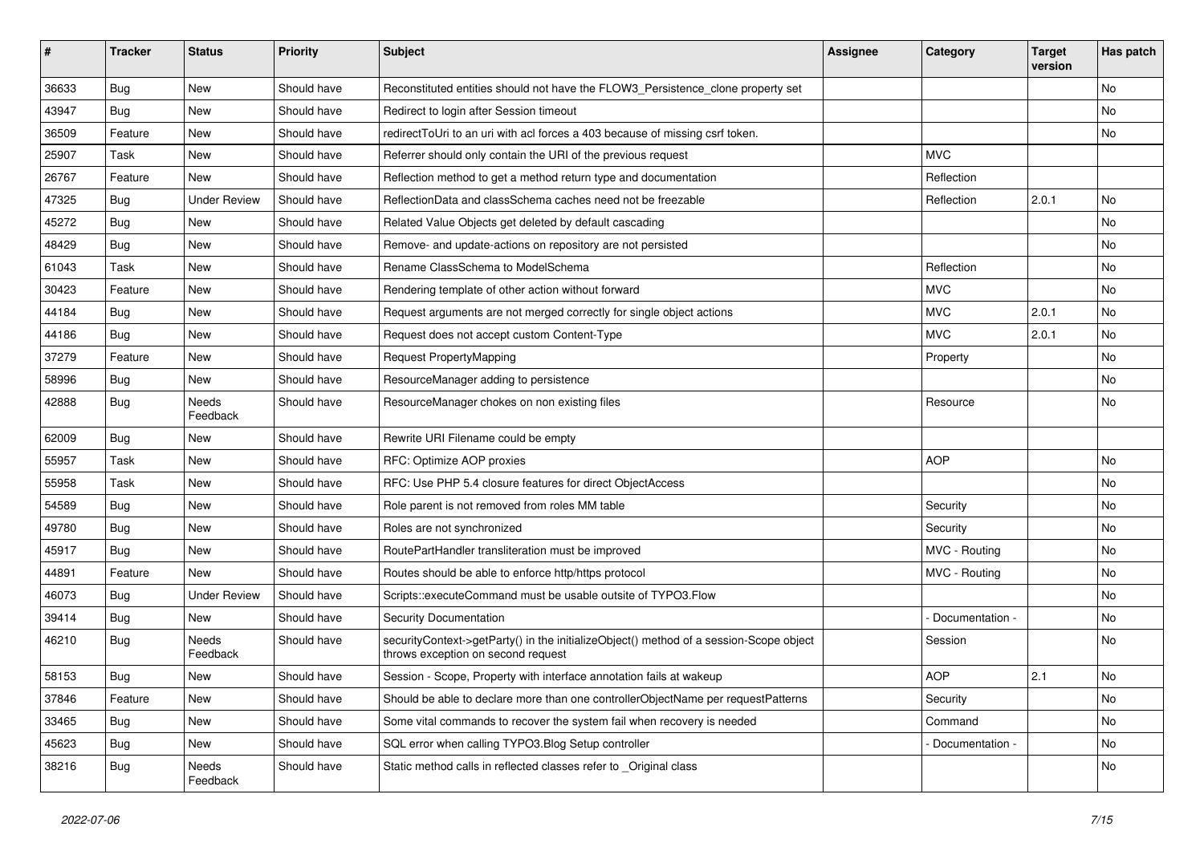| # | Tracker | Status | Priority | Subject | Assignee | Category | Target version | Has patch |
|---|---|---|---|---|---|---|---|---|
| 36633 | Bug | New | Should have | Reconstituted entities should not have the FLOW3_Persistence_clone property set | | | | No |
| 43947 | Bug | New | Should have | Redirect to login after Session timeout | | | | No |
| 36509 | Feature | New | Should have | redirectToUri to an uri with acl forces a 403 because of missing csrf token. | | | | No |
| 25907 | Task | New | Should have | Referrer should only contain the URI of the previous request | | MVC | | |
| 26767 | Feature | New | Should have | Reflection method to get a method return type and documentation | | Reflection | | |
| 47325 | Bug | Under Review | Should have | ReflectionData and classSchema caches need not be freezable | | Reflection | 2.0.1 | No |
| 45272 | Bug | New | Should have | Related Value Objects get deleted by default cascading | | | | No |
| 48429 | Bug | New | Should have | Remove- and update-actions on repository are not persisted | | | | No |
| 61043 | Task | New | Should have | Rename ClassSchema to ModelSchema | | Reflection | | No |
| 30423 | Feature | New | Should have | Rendering template of other action without forward | | MVC | | No |
| 44184 | Bug | New | Should have | Request arguments are not merged correctly for single object actions | | MVC | 2.0.1 | No |
| 44186 | Bug | New | Should have | Request does not accept custom Content-Type | | MVC | 2.0.1 | No |
| 37279 | Feature | New | Should have | Request PropertyMapping | | Property | | No |
| 58996 | Bug | New | Should have | ResourceManager adding to persistence | | | | No |
| 42888 | Bug | Needs Feedback | Should have | ResourceManager chokes on non existing files | | Resource | | No |
| 62009 | Bug | New | Should have | Rewrite URI Filename could be empty | | | | |
| 55957 | Task | New | Should have | RFC: Optimize AOP proxies | | AOP | | No |
| 55958 | Task | New | Should have | RFC: Use PHP 5.4 closure features for direct ObjectAccess | | | | No |
| 54589 | Bug | New | Should have | Role parent is not removed from roles MM table | | Security | | No |
| 49780 | Bug | New | Should have | Roles are not synchronized | | Security | | No |
| 45917 | Bug | New | Should have | RoutePartHandler transliteration must be improved | | MVC - Routing | | No |
| 44891 | Feature | New | Should have | Routes should be able to enforce http/https protocol | | MVC - Routing | | No |
| 46073 | Bug | Under Review | Should have | Scripts::executeCommand must be usable outsite of TYPO3.Flow | | | | No |
| 39414 | Bug | New | Should have | Security Documentation | | - Documentation - | | No |
| 46210 | Bug | Needs Feedback | Should have | securityContext->getParty() in the initializeObject() method of a session-Scope object throws exception on second request | | Session | | No |
| 58153 | Bug | New | Should have | Session - Scope, Property with interface annotation fails at wakeup | | AOP | 2.1 | No |
| 37846 | Feature | New | Should have | Should be able to declare more than one controllerObjectName per requestPatterns | | Security | | No |
| 33465 | Bug | New | Should have | Some vital commands to recover the system fail when recovery is needed | | Command | | No |
| 45623 | Bug | New | Should have | SQL error when calling TYPO3.Blog Setup controller | | - Documentation - | | No |
| 38216 | Bug | Needs Feedback | Should have | Static method calls in reflected classes refer to _Original class | | | | No |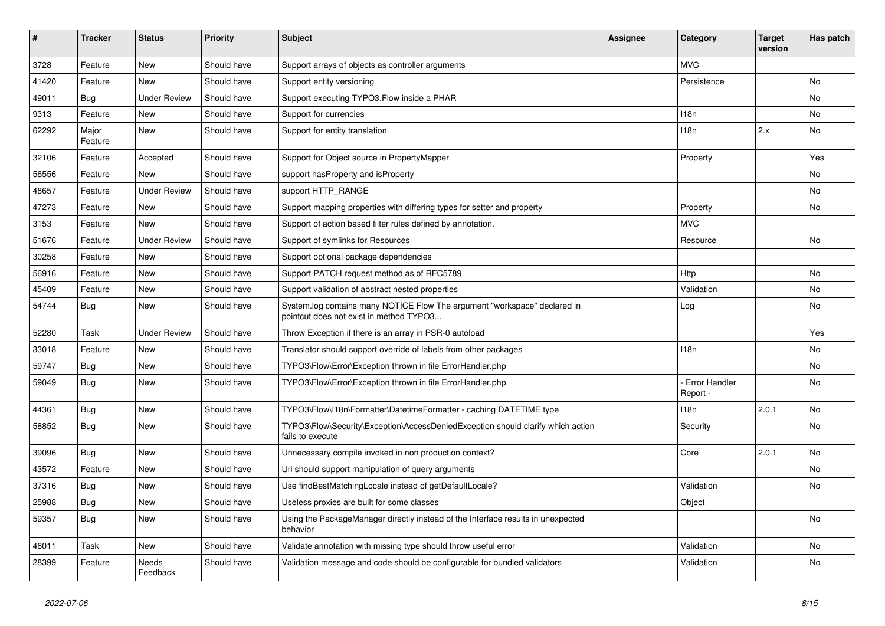| # | Tracker | Status | Priority | Subject | Assignee | Category | Target version | Has patch |
|---|---|---|---|---|---|---|---|---|
| 3728 | Feature | New | Should have | Support arrays of objects as controller arguments | | MVC | | |
| 41420 | Feature | New | Should have | Support entity versioning | | Persistence | | No |
| 49011 | Bug | Under Review | Should have | Support executing TYPO3.Flow inside a PHAR | | | | No |
| 9313 | Feature | New | Should have | Support for currencies | | I18n | | No |
| 62292 | Major Feature | New | Should have | Support for entity translation | | I18n | 2.x | No |
| 32106 | Feature | Accepted | Should have | Support for Object source in PropertyMapper | | Property | | Yes |
| 56556 | Feature | New | Should have | support hasProperty and isProperty | | | | No |
| 48657 | Feature | Under Review | Should have | support HTTP_RANGE | | | | No |
| 47273 | Feature | New | Should have | Support mapping properties with differing types for setter and property | | Property | | No |
| 3153 | Feature | New | Should have | Support of action based filter rules defined by annotation. | | MVC | | |
| 51676 | Feature | Under Review | Should have | Support of symlinks for Resources | | Resource | | No |
| 30258 | Feature | New | Should have | Support optional package dependencies | | | | |
| 56916 | Feature | New | Should have | Support PATCH request method as of RFC5789 | | Http | | No |
| 45409 | Feature | New | Should have | Support validation of abstract nested properties | | Validation | | No |
| 54744 | Bug | New | Should have | System.log contains many NOTICE Flow The argument "workspace" declared in pointcut does not exist in method TYPO3... | | Log | | No |
| 52280 | Task | Under Review | Should have | Throw Exception if there is an array in PSR-0 autoload | | | | Yes |
| 33018 | Feature | New | Should have | Translator should support override of labels from other packages | | I18n | | No |
| 59747 | Bug | New | Should have | TYPO3\Flow\Error\Exception thrown in file ErrorHandler.php | | | | No |
| 59049 | Bug | New | Should have | TYPO3\Flow\Error\Exception thrown in file ErrorHandler.php | | - Error Handler Report - | | No |
| 44361 | Bug | New | Should have | TYPO3\Flow\I18n\Formatter\DatetimeFormatter - caching DATETIME type | | I18n | 2.0.1 | No |
| 58852 | Bug | New | Should have | TYPO3\Flow\Security\Exception\AccessDeniedException should clarify which action fails to execute | | Security | | No |
| 39096 | Bug | New | Should have | Unnecessary compile invoked in non production context? | | Core | 2.0.1 | No |
| 43572 | Feature | New | Should have | Uri should support manipulation of query arguments | | | | No |
| 37316 | Bug | New | Should have | Use findBestMatchingLocale instead of getDefaultLocale? | | Validation | | No |
| 25988 | Bug | New | Should have | Useless proxies are built for some classes | | Object | | |
| 59357 | Bug | New | Should have | Using the PackageManager directly instead of the Interface results in unexpected behavior | | | | No |
| 46011 | Task | New | Should have | Validate annotation with missing type should throw useful error | | Validation | | No |
| 28399 | Feature | Needs Feedback | Should have | Validation message and code should be configurable for bundled validators | | Validation | | No |

*2022-07-06*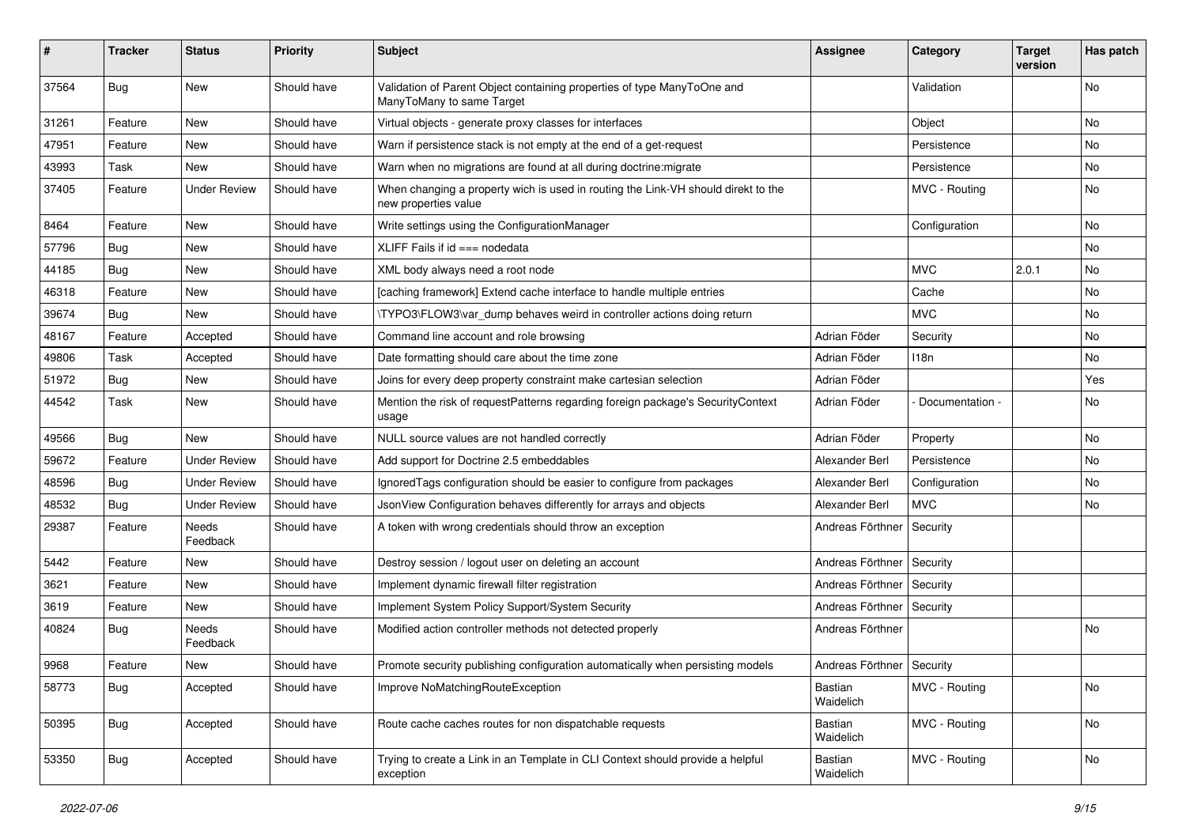| # | Tracker | Status | Priority | Subject | Assignee | Category | Target version | Has patch |
|---|---|---|---|---|---|---|---|---|
| 37564 | Bug | New | Should have | Validation of Parent Object containing properties of type ManyToOne and ManyToMany to same Target | | Validation | | No |
| 31261 | Feature | New | Should have | Virtual objects - generate proxy classes for interfaces | | Object | | No |
| 47951 | Feature | New | Should have | Warn if persistence stack is not empty at the end of a get-request | | Persistence | | No |
| 43993 | Task | New | Should have | Warn when no migrations are found at all during doctrine:migrate | | Persistence | | No |
| 37405 | Feature | Under Review | Should have | When changing a property wich is used in routing the Link-VH should direkt to the new properties value | | MVC - Routing | | No |
| 8464 | Feature | New | Should have | Write settings using the ConfigurationManager | | Configuration | | No |
| 57796 | Bug | New | Should have | XLIFF Fails if id === nodedata | | | | No |
| 44185 | Bug | New | Should have | XML body always need a root node | | MVC | 2.0.1 | No |
| 46318 | Feature | New | Should have | [caching framework] Extend cache interface to handle multiple entries | | Cache | | No |
| 39674 | Bug | New | Should have | \TYPO3\FLOW3\var_dump behaves weird in controller actions doing return | | MVC | | No |
| 48167 | Feature | Accepted | Should have | Command line account and role browsing | Adrian Föder | Security | | No |
| 49806 | Task | Accepted | Should have | Date formatting should care about the time zone | Adrian Föder | I18n | | No |
| 51972 | Bug | New | Should have | Joins for every deep property constraint make cartesian selection | Adrian Föder | | | Yes |
| 44542 | Task | New | Should have | Mention the risk of requestPatterns regarding foreign package's SecurityContext usage | Adrian Föder | - Documentation - | | No |
| 49566 | Bug | New | Should have | NULL source values are not handled correctly | Adrian Föder | Property | | No |
| 59672 | Feature | Under Review | Should have | Add support for Doctrine 2.5 embeddables | Alexander Berl | Persistence | | No |
| 48596 | Bug | Under Review | Should have | IgnoredTags configuration should be easier to configure from packages | Alexander Berl | Configuration | | No |
| 48532 | Bug | Under Review | Should have | JsonView Configuration behaves differently for arrays and objects | Alexander Berl | MVC | | No |
| 29387 | Feature | Needs Feedback | Should have | A token with wrong credentials should throw an exception | Andreas Förthner | Security | | |
| 5442 | Feature | New | Should have | Destroy session / logout user on deleting an account | Andreas Förthner | Security | | |
| 3621 | Feature | New | Should have | Implement dynamic firewall filter registration | Andreas Förthner | Security | | |
| 3619 | Feature | New | Should have | Implement System Policy Support/System Security | Andreas Förthner | Security | | |
| 40824 | Bug | Needs Feedback | Should have | Modified action controller methods not detected properly | Andreas Förthner | | | No |
| 9968 | Feature | New | Should have | Promote security publishing configuration automatically when persisting models | Andreas Förthner | Security | | |
| 58773 | Bug | Accepted | Should have | Improve NoMatchingRouteException | Bastian Waidelich | MVC - Routing | | No |
| 50395 | Bug | Accepted | Should have | Route cache caches routes for non dispatchable requests | Bastian Waidelich | MVC - Routing | | No |
| 53350 | Bug | Accepted | Should have | Trying to create a Link in an Template in CLI Context should provide a helpful exception | Bastian Waidelich | MVC - Routing | | No |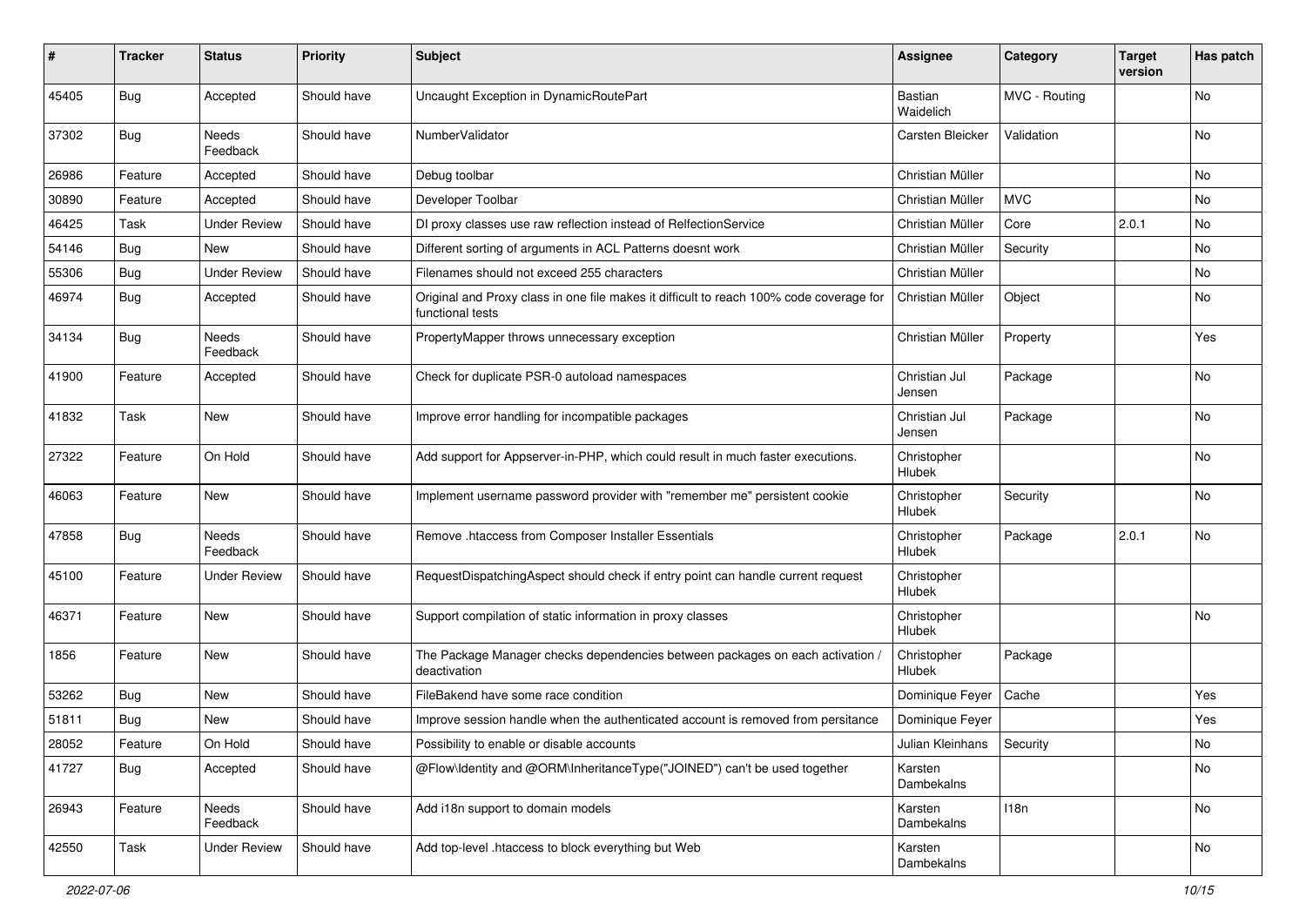| # | Tracker | Status | Priority | Subject | Assignee | Category | Target version | Has patch |
|---|---|---|---|---|---|---|---|---|
| 45405 | Bug | Accepted | Should have | Uncaught Exception in DynamicRoutePart | Bastian Waidelich | MVC - Routing | | No |
| 37302 | Bug | Needs Feedback | Should have | NumberValidator | Carsten Bleicker | Validation | | No |
| 26986 | Feature | Accepted | Should have | Debug toolbar | Christian Müller | | | No |
| 30890 | Feature | Accepted | Should have | Developer Toolbar | Christian Müller | MVC | | No |
| 46425 | Task | Under Review | Should have | DI proxy classes use raw reflection instead of RelfectionService | Christian Müller | Core | 2.0.1 | No |
| 54146 | Bug | New | Should have | Different sorting of arguments in ACL Patterns doesnt work | Christian Müller | Security | | No |
| 55306 | Bug | Under Review | Should have | Filenames should not exceed 255 characters | Christian Müller | | | No |
| 46974 | Bug | Accepted | Should have | Original and Proxy class in one file makes it difficult to reach 100% code coverage for functional tests | Christian Müller | Object | | No |
| 34134 | Bug | Needs Feedback | Should have | PropertyMapper throws unnecessary exception | Christian Müller | Property | | Yes |
| 41900 | Feature | Accepted | Should have | Check for duplicate PSR-0 autoload namespaces | Christian Jul Jensen | Package | | No |
| 41832 | Task | New | Should have | Improve error handling for incompatible packages | Christian Jul Jensen | Package | | No |
| 27322 | Feature | On Hold | Should have | Add support for Appserver-in-PHP, which could result in much faster executions. | Christopher Hlubek | | | No |
| 46063 | Feature | New | Should have | Implement username password provider with "remember me" persistent cookie | Christopher Hlubek | Security | | No |
| 47858 | Bug | Needs Feedback | Should have | Remove .htaccess from Composer Installer Essentials | Christopher Hlubek | Package | 2.0.1 | No |
| 45100 | Feature | Under Review | Should have | RequestDispatchingAspect should check if entry point can handle current request | Christopher Hlubek | | | |
| 46371 | Feature | New | Should have | Support compilation of static information in proxy classes | Christopher Hlubek | | | No |
| 1856 | Feature | New | Should have | The Package Manager checks dependencies between packages on each activation / deactivation | Christopher Hlubek | Package | | |
| 53262 | Bug | New | Should have | FileBakend have some race condition | Dominique Feyer | Cache | | Yes |
| 51811 | Bug | New | Should have | Improve session handle when the authenticated account is removed from persitance | Dominique Feyer | | | Yes |
| 28052 | Feature | On Hold | Should have | Possibility to enable or disable accounts | Julian Kleinhans | Security | | No |
| 41727 | Bug | Accepted | Should have | @Flow\Identity and @ORM\InheritanceType("JOINED") can't be used together | Karsten Dambekalns | | | No |
| 26943 | Feature | Needs Feedback | Should have | Add i18n support to domain models | Karsten Dambekalns | I18n | | No |
| 42550 | Task | Under Review | Should have | Add top-level .htaccess to block everything but Web | Karsten Dambekalns | | | No |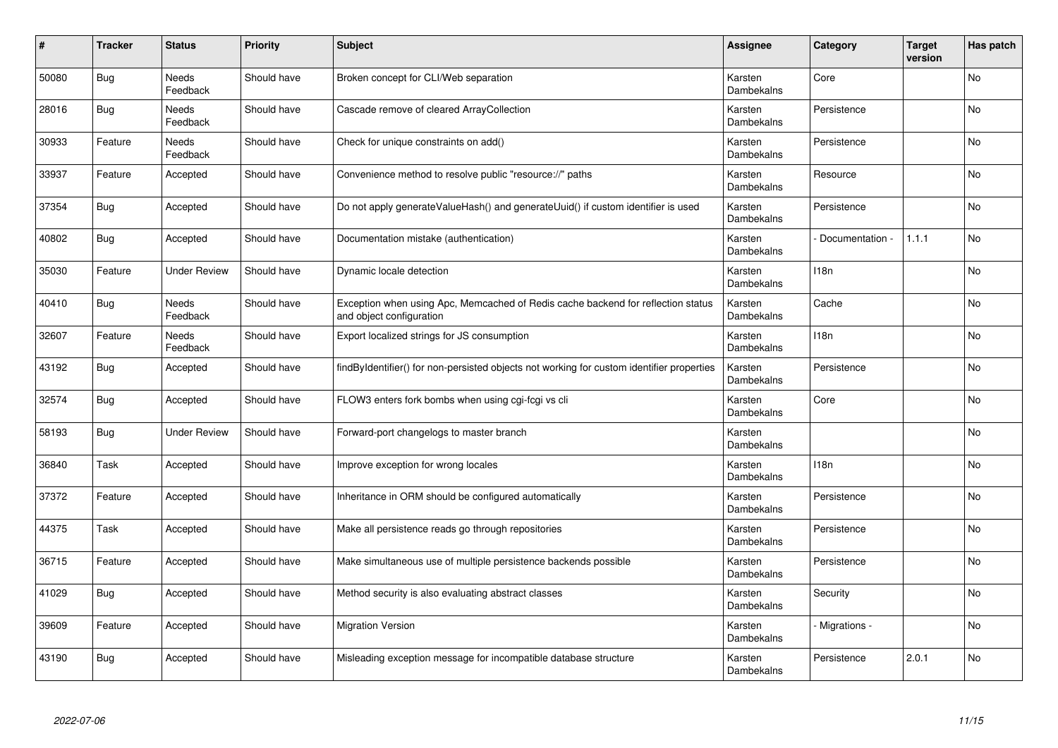| # | Tracker | Status | Priority | Subject | Assignee | Category | Target version | Has patch |
|---|---|---|---|---|---|---|---|---|
| 50080 | Bug | Needs Feedback | Should have | Broken concept for CLI/Web separation | Karsten Dambekalns | Core | | No |
| 28016 | Bug | Needs Feedback | Should have | Cascade remove of cleared ArrayCollection | Karsten Dambekalns | Persistence | | No |
| 30933 | Feature | Needs Feedback | Should have | Check for unique constraints on add() | Karsten Dambekalns | Persistence | | No |
| 33937 | Feature | Accepted | Should have | Convenience method to resolve public "resource://" paths | Karsten Dambekalns | Resource | | No |
| 37354 | Bug | Accepted | Should have | Do not apply generateValueHash() and generateUuid() if custom identifier is used | Karsten Dambekalns | Persistence | | No |
| 40802 | Bug | Accepted | Should have | Documentation mistake (authentication) | Karsten Dambekalns | - Documentation - | 1.1.1 | No |
| 35030 | Feature | Under Review | Should have | Dynamic locale detection | Karsten Dambekalns | I18n | | No |
| 40410 | Bug | Needs Feedback | Should have | Exception when using Apc, Memcached of Redis cache backend for reflection status and object configuration | Karsten Dambekalns | Cache | | No |
| 32607 | Feature | Needs Feedback | Should have | Export localized strings for JS consumption | Karsten Dambekalns | I18n | | No |
| 43192 | Bug | Accepted | Should have | findByIdentifier() for non-persisted objects not working for custom identifier properties | Karsten Dambekalns | Persistence | | No |
| 32574 | Bug | Accepted | Should have | FLOW3 enters fork bombs when using cgi-fcgi vs cli | Karsten Dambekalns | Core | | No |
| 58193 | Bug | Under Review | Should have | Forward-port changelogs to master branch | Karsten Dambekalns | | | No |
| 36840 | Task | Accepted | Should have | Improve exception for wrong locales | Karsten Dambekalns | I18n | | No |
| 37372 | Feature | Accepted | Should have | Inheritance in ORM should be configured automatically | Karsten Dambekalns | Persistence | | No |
| 44375 | Task | Accepted | Should have | Make all persistence reads go through repositories | Karsten Dambekalns | Persistence | | No |
| 36715 | Feature | Accepted | Should have | Make simultaneous use of multiple persistence backends possible | Karsten Dambekalns | Persistence | | No |
| 41029 | Bug | Accepted | Should have | Method security is also evaluating abstract classes | Karsten Dambekalns | Security | | No |
| 39609 | Feature | Accepted | Should have | Migration Version | Karsten Dambekalns | - Migrations - | | No |
| 43190 | Bug | Accepted | Should have | Misleading exception message for incompatible database structure | Karsten Dambekalns | Persistence | 2.0.1 | No |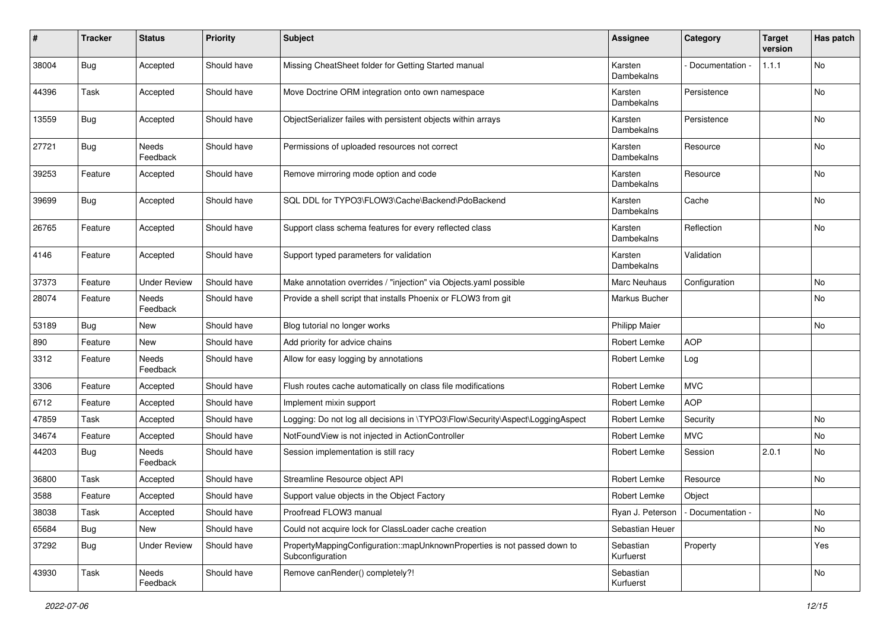| # | Tracker | Status | Priority | Subject | Assignee | Category | Target version | Has patch |
|---|---|---|---|---|---|---|---|---|
| 38004 | Bug | Accepted | Should have | Missing CheatSheet folder for Getting Started manual | Karsten Dambekalns | - Documentation - | 1.1.1 | No |
| 44396 | Task | Accepted | Should have | Move Doctrine ORM integration onto own namespace | Karsten Dambekalns | Persistence | | No |
| 13559 | Bug | Accepted | Should have | ObjectSerializer failes with persistent objects within arrays | Karsten Dambekalns | Persistence | | No |
| 27721 | Bug | Needs Feedback | Should have | Permissions of uploaded resources not correct | Karsten Dambekalns | Resource | | No |
| 39253 | Feature | Accepted | Should have | Remove mirroring mode option and code | Karsten Dambekalns | Resource | | No |
| 39699 | Bug | Accepted | Should have | SQL DDL for TYPO3\FLOW3\Cache\Backend\PdoBackend | Karsten Dambekalns | Cache | | No |
| 26765 | Feature | Accepted | Should have | Support class schema features for every reflected class | Karsten Dambekalns | Reflection | | No |
| 4146 | Feature | Accepted | Should have | Support typed parameters for validation | Karsten Dambekalns | Validation | | |
| 37373 | Feature | Under Review | Should have | Make annotation overrides / "injection" via Objects.yaml possible | Marc Neuhaus | Configuration | | No |
| 28074 | Feature | Needs Feedback | Should have | Provide a shell script that installs Phoenix or FLOW3 from git | Markus Bucher | | | No |
| 53189 | Bug | New | Should have | Blog tutorial no longer works | Philipp Maier | | | No |
| 890 | Feature | New | Should have | Add priority for advice chains | Robert Lemke | AOP | | |
| 3312 | Feature | Needs Feedback | Should have | Allow for easy logging by annotations | Robert Lemke | Log | | |
| 3306 | Feature | Accepted | Should have | Flush routes cache automatically on class file modifications | Robert Lemke | MVC | | |
| 6712 | Feature | Accepted | Should have | Implement mixin support | Robert Lemke | AOP | | |
| 47859 | Task | Accepted | Should have | Logging: Do not log all decisions in \TYPO3\Flow\Security\Aspect\LoggingAspect | Robert Lemke | Security | | No |
| 34674 | Feature | Accepted | Should have | NotFoundView is not injected in ActionController | Robert Lemke | MVC | | No |
| 44203 | Bug | Needs Feedback | Should have | Session implementation is still racy | Robert Lemke | Session | 2.0.1 | No |
| 36800 | Task | Accepted | Should have | Streamline Resource object API | Robert Lemke | Resource | | No |
| 3588 | Feature | Accepted | Should have | Support value objects in the Object Factory | Robert Lemke | Object | | |
| 38038 | Task | Accepted | Should have | Proofread FLOW3 manual | Ryan J. Peterson | - Documentation - | | No |
| 65684 | Bug | New | Should have | Could not acquire lock for ClassLoader cache creation | Sebastian Heuer | | | No |
| 37292 | Bug | Under Review | Should have | PropertyMappingConfiguration::mapUnknownProperties is not passed down to Subconfiguration | Sebastian Kurfuerst | Property | | Yes |
| 43930 | Task | Needs Feedback | Should have | Remove canRender() completely?! | Sebastian Kurfuerst | | | No |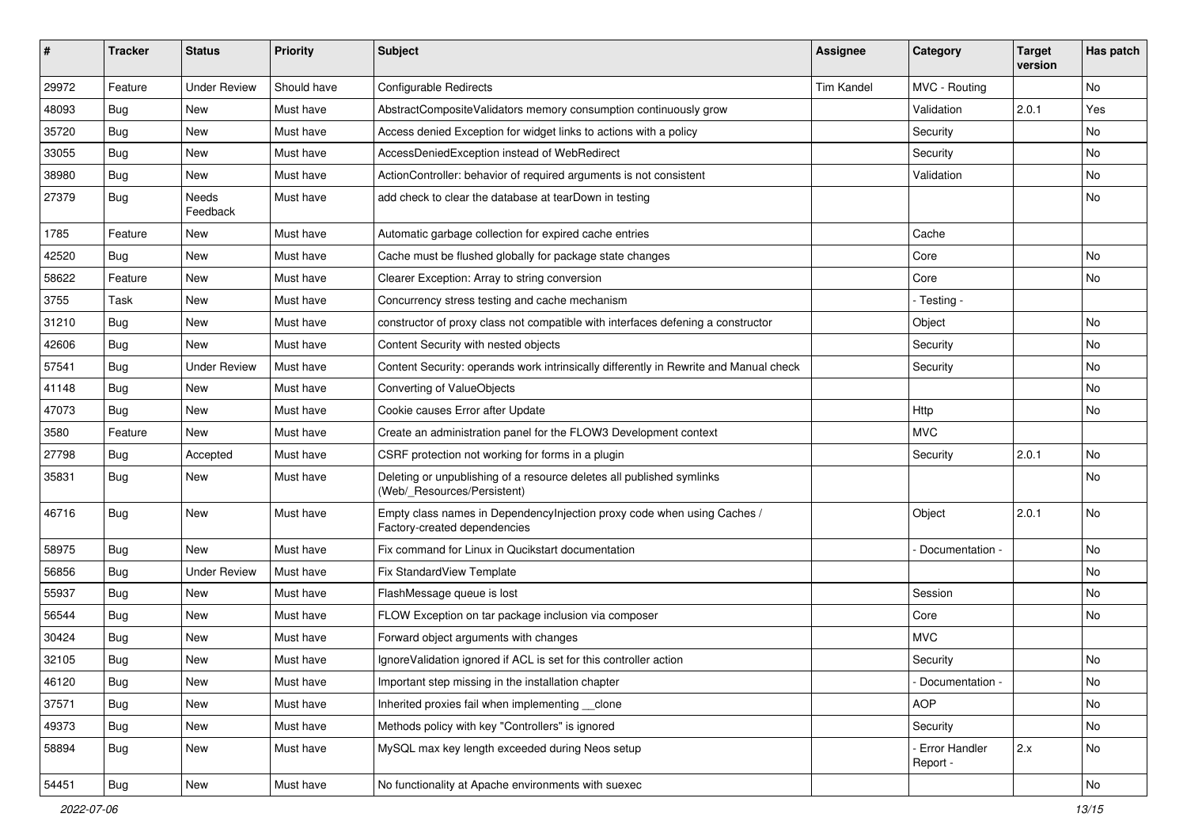| # | Tracker | Status | Priority | Subject | Assignee | Category | Target version | Has patch |
|---|---|---|---|---|---|---|---|---|
| 29972 | Feature | Under Review | Should have | Configurable Redirects | Tim Kandel | MVC - Routing | | No |
| 48093 | Bug | New | Must have | AbstractCompositeValidators memory consumption continuously grow | | Validation | 2.0.1 | Yes |
| 35720 | Bug | New | Must have | Access denied Exception for widget links to actions with a policy | | Security | | No |
| 33055 | Bug | New | Must have | AccessDeniedException instead of WebRedirect | | Security | | No |
| 38980 | Bug | New | Must have | ActionController: behavior of required arguments is not consistent | | Validation | | No |
| 27379 | Bug | Needs Feedback | Must have | add check to clear the database at tearDown in testing | | | | No |
| 1785 | Feature | New | Must have | Automatic garbage collection for expired cache entries | | Cache | | |
| 42520 | Bug | New | Must have | Cache must be flushed globally for package state changes | | Core | | No |
| 58622 | Feature | New | Must have | Clearer Exception: Array to string conversion | | Core | | No |
| 3755 | Task | New | Must have | Concurrency stress testing and cache mechanism | | - Testing - | | |
| 31210 | Bug | New | Must have | constructor of proxy class not compatible with interfaces defening a constructor | | Object | | No |
| 42606 | Bug | New | Must have | Content Security with nested objects | | Security | | No |
| 57541 | Bug | Under Review | Must have | Content Security: operands work intrinsically differently in Rewrite and Manual check | | Security | | No |
| 41148 | Bug | New | Must have | Converting of ValueObjects | | | | No |
| 47073 | Bug | New | Must have | Cookie causes Error after Update | | Http | | No |
| 3580 | Feature | New | Must have | Create an administration panel for the FLOW3 Development context | | MVC | | |
| 27798 | Bug | Accepted | Must have | CSRF protection not working for forms in a plugin | | Security | 2.0.1 | No |
| 35831 | Bug | New | Must have | Deleting or unpublishing of a resource deletes all published symlinks (Web/_Resources/Persistent) | | | | No |
| 46716 | Bug | New | Must have | Empty class names in DependencyInjection proxy code when using Caches / Factory-created dependencies | | Object | 2.0.1 | No |
| 58975 | Bug | New | Must have | Fix command for Linux in Qucikstart documentation | | - Documentation - | | No |
| 56856 | Bug | Under Review | Must have | Fix StandardView Template | | | | No |
| 55937 | Bug | New | Must have | FlashMessage queue is lost | | Session | | No |
| 56544 | Bug | New | Must have | FLOW Exception on tar package inclusion via composer | | Core | | No |
| 30424 | Bug | New | Must have | Forward object arguments with changes | | MVC | | |
| 32105 | Bug | New | Must have | IgnoreValidation ignored if ACL is set for this controller action | | Security | | No |
| 46120 | Bug | New | Must have | Important step missing in the installation chapter | | - Documentation - | | No |
| 37571 | Bug | New | Must have | Inherited proxies fail when implementing __clone | | AOP | | No |
| 49373 | Bug | New | Must have | Methods policy with key "Controllers" is ignored | | Security | | No |
| 58894 | Bug | New | Must have | MySQL max key length exceeded during Neos setup | | - Error Handler Report - | 2.x | No |
| 54451 | Bug | New | Must have | No functionality at Apache environments with suexec | | | | No |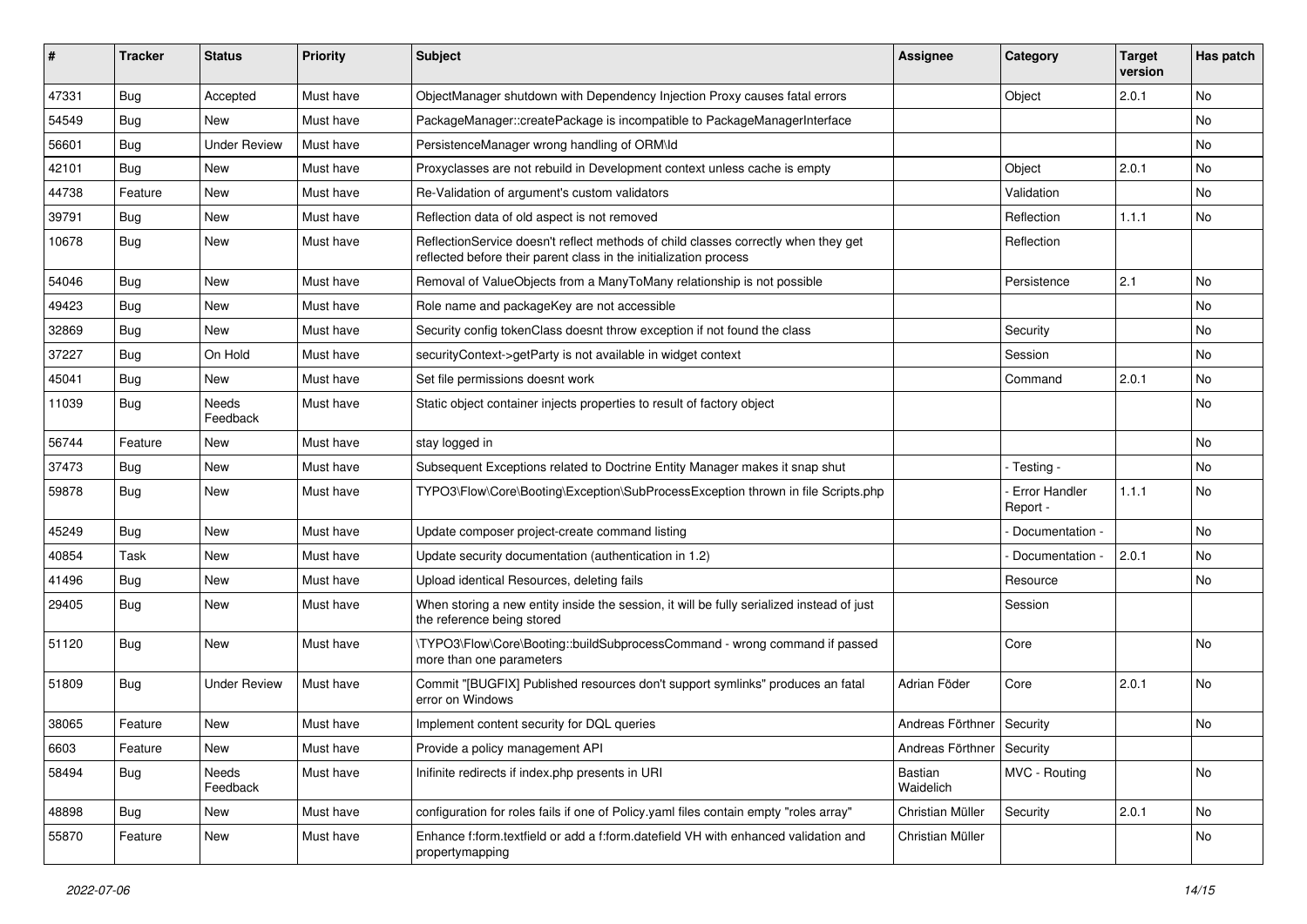| # | Tracker | Status | Priority | Subject | Assignee | Category | Target version | Has patch |
|---|---|---|---|---|---|---|---|---|
| 47331 | Bug | Accepted | Must have | ObjectManager shutdown with Dependency Injection Proxy causes fatal errors | | Object | 2.0.1 | No |
| 54549 | Bug | New | Must have | PackageManager::createPackage is incompatible to PackageManagerInterface | | | | No |
| 56601 | Bug | Under Review | Must have | PersistenceManager wrong handling of ORM\Id | | | | No |
| 42101 | Bug | New | Must have | Proxyclasses are not rebuild in Development context unless cache is empty | | Object | 2.0.1 | No |
| 44738 | Feature | New | Must have | Re-Validation of argument's custom validators | | Validation | | No |
| 39791 | Bug | New | Must have | Reflection data of old aspect is not removed | | Reflection | 1.1.1 | No |
| 10678 | Bug | New | Must have | ReflectionService doesn't reflect methods of child classes correctly when they get reflected before their parent class in the initialization process | | Reflection | | |
| 54046 | Bug | New | Must have | Removal of ValueObjects from a ManyToMany relationship is not possible | | Persistence | 2.1 | No |
| 49423 | Bug | New | Must have | Role name and packageKey are not accessible | | | | No |
| 32869 | Bug | New | Must have | Security config tokenClass doesnt throw exception if not found the class | | Security | | No |
| 37227 | Bug | On Hold | Must have | securityContext->getParty is not available in widget context | | Session | | No |
| 45041 | Bug | New | Must have | Set file permissions doesnt work | | Command | 2.0.1 | No |
| 11039 | Bug | Needs Feedback | Must have | Static object container injects properties to result of factory object | | | | No |
| 56744 | Feature | New | Must have | stay logged in | | | | No |
| 37473 | Bug | New | Must have | Subsequent Exceptions related to Doctrine Entity Manager makes it snap shut | | - Testing - | | No |
| 59878 | Bug | New | Must have | TYPO3\Flow\Core\Booting\Exception\SubProcessException thrown in file Scripts.php | | - Error Handler Report - | 1.1.1 | No |
| 45249 | Bug | New | Must have | Update composer project-create command listing | | - Documentation - | | No |
| 40854 | Task | New | Must have | Update security documentation (authentication in 1.2) | | - Documentation - | 2.0.1 | No |
| 41496 | Bug | New | Must have | Upload identical Resources, deleting fails | | Resource | | No |
| 29405 | Bug | New | Must have | When storing a new entity inside the session, it will be fully serialized instead of just the reference being stored | | Session | | |
| 51120 | Bug | New | Must have | \TYPO3\Flow\Core\Booting::buildSubprocessCommand - wrong command if passed more than one parameters | | Core | | No |
| 51809 | Bug | Under Review | Must have | Commit "[BUGFIX] Published resources don't support symlinks" produces an fatal error on Windows | Adrian Föder | Core | 2.0.1 | No |
| 38065 | Feature | New | Must have | Implement content security for DQL queries | Andreas Förthner | Security | | No |
| 6603 | Feature | New | Must have | Provide a policy management API | Andreas Förthner | Security | | |
| 58494 | Bug | Needs Feedback | Must have | Inifinite redirects if index.php presents in URI | Bastian Waidelich | MVC - Routing | | No |
| 48898 | Bug | New | Must have | configuration for roles fails if one of Policy.yaml files contain empty "roles array" | Christian Müller | Security | 2.0.1 | No |
| 55870 | Feature | New | Must have | Enhance f:form.textfield or add a f:form.datefield VH with enhanced validation and propertymapping | Christian Müller | | | No |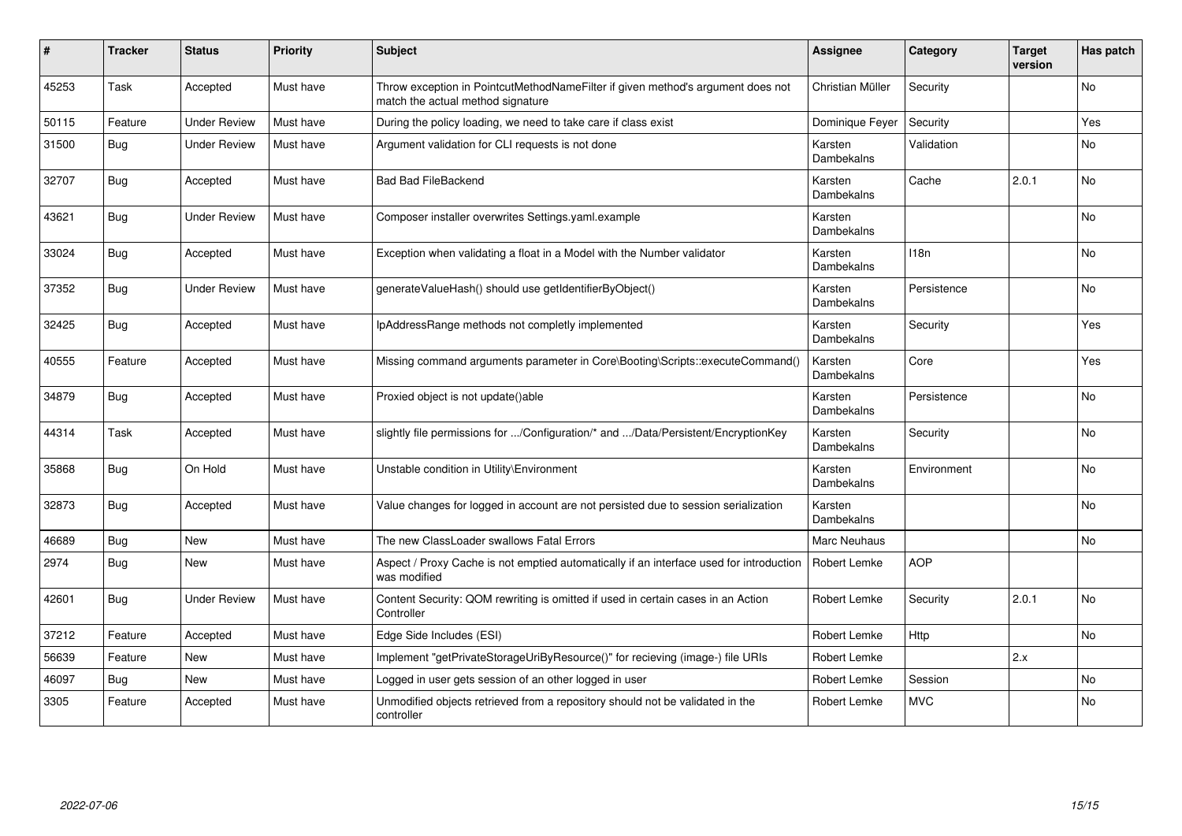| # | Tracker | Status | Priority | Subject | Assignee | Category | Target version | Has patch |
|---|---|---|---|---|---|---|---|---|
| 45253 | Task | Accepted | Must have | Throw exception in PointcutMethodNameFilter if given method's argument does not match the actual method signature | Christian Müller | Security | | No |
| 50115 | Feature | Under Review | Must have | During the policy loading, we need to take care if class exist | Dominique Feyer | Security | | Yes |
| 31500 | Bug | Under Review | Must have | Argument validation for CLI requests is not done | Karsten Dambekalns | Validation | | No |
| 32707 | Bug | Accepted | Must have | Bad Bad FileBackend | Karsten Dambekalns | Cache | 2.0.1 | No |
| 43621 | Bug | Under Review | Must have | Composer installer overwrites Settings.yaml.example | Karsten Dambekalns | | | No |
| 33024 | Bug | Accepted | Must have | Exception when validating a float in a Model with the Number validator | Karsten Dambekalns | I18n | | No |
| 37352 | Bug | Under Review | Must have | generateValueHash() should use getIdentifierByObject() | Karsten Dambekalns | Persistence | | No |
| 32425 | Bug | Accepted | Must have | IpAddressRange methods not completly implemented | Karsten Dambekalns | Security | | Yes |
| 40555 | Feature | Accepted | Must have | Missing command arguments parameter in Core\Booting\Scripts::executeCommand() | Karsten Dambekalns | Core | | Yes |
| 34879 | Bug | Accepted | Must have | Proxied object is not update()able | Karsten Dambekalns | Persistence | | No |
| 44314 | Task | Accepted | Must have | slightly file permissions for .../Configuration/* and .../Data/Persistent/EncryptionKey | Karsten Dambekalns | Security | | No |
| 35868 | Bug | On Hold | Must have | Unstable condition in Utility\Environment | Karsten Dambekalns | Environment | | No |
| 32873 | Bug | Accepted | Must have | Value changes for logged in account are not persisted due to session serialization | Karsten Dambekalns | | | No |
| 46689 | Bug | New | Must have | The new ClassLoader swallows Fatal Errors | Marc Neuhaus | | | No |
| 2974 | Bug | New | Must have | Aspect / Proxy Cache is not emptied automatically if an interface used for introduction was modified | Robert Lemke | AOP | | |
| 42601 | Bug | Under Review | Must have | Content Security: QOM rewriting is omitted if used in certain cases in an Action Controller | Robert Lemke | Security | 2.0.1 | No |
| 37212 | Feature | Accepted | Must have | Edge Side Includes (ESI) | Robert Lemke | Http | | No |
| 56639 | Feature | New | Must have | Implement "getPrivateStorageUriByResource()" for recieving (image-) file URIs | Robert Lemke | | 2.x | |
| 46097 | Bug | New | Must have | Logged in user gets session of an other logged in user | Robert Lemke | Session | | No |
| 3305 | Feature | Accepted | Must have | Unmodified objects retrieved from a repository should not be validated in the controller | Robert Lemke | MVC | | No |

*2022-07-06*